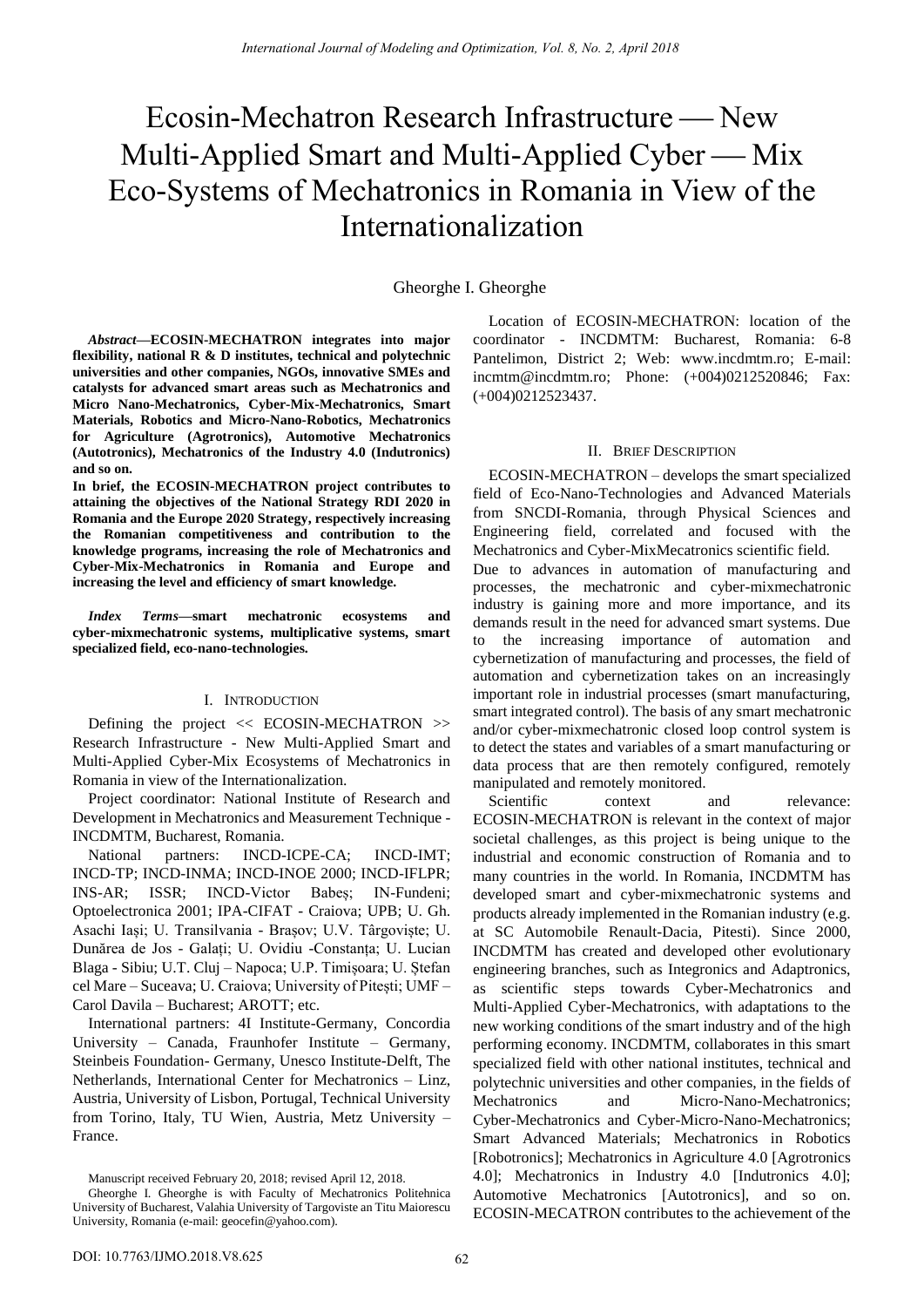# Ecosin-Mechatron Research Infrastructure — New Multi-Applied Smart and Multi-Applied Cyber — Mix Eco-Systems of Mechatronics in Romania in View of the Internationalization

Gheorghe I. Gheorghe

***Abstract*—ECOSIN-MECHATRON integrates into major flexibility, national R & D institutes, technical and polytechnic universities and other companies, NGOs, innovative SMEs and catalysts for advanced smart areas such as Mechatronics and Micro Nano-Mechatronics, Cyber-Mix-Mechatronics, Smart Materials, Robotics and Micro-Nano-Robotics, Mechatronics for Agriculture (Agrotronics), Automotive Mechatronics (Autotronics), Mechatronics of the Industry 4.0 (Indutronics) and so on.**

**In brief, the ECOSIN-MECHATRON project contributes to attaining the objectives of the National Strategy RDI 2020 in Romania and the Europe 2020 Strategy, respectively increasing the Romanian competitiveness and contribution to the knowledge programs, increasing the role of Mechatronics and Cyber-Mix-Mechatronics in Romania and Europe and increasing the level and efficiency of smart knowledge.**

***Index Terms*—smart mechatronic ecosystems and cyber-mixmechatronic systems, multiplicative systems, smart specialized field, eco-nano-technologies.**

## I. Introduction

Defining the project << ECOSIN-MECHATRON >> Research Infrastructure - New Multi-Applied Smart and Multi-Applied Cyber-Mix Ecosystems of Mechatronics in Romania in view of the Internationalization.

Project coordinator: National Institute of Research and Development in Mechatronics and Measurement Technique - INCDMTM, Bucharest, Romania.

National partners: INCD-ICPE-CA; INCD-IMT; INCD-TP; INCD-INMA; INCD-INOE 2000; INCD-IFLPR; INS-AR; ISSR; INCD-Victor Babeș; IN-Fundeni; Optoelectronica 2001; IPA-CIFAT - Craiova; UPB; U. Gh. Asachi Iași; U. Transilvania - Brașov; U.V. Târgoviște; U. Dunărea de Jos - Galați; U. Ovidiu -Constanța; U. Lucian Blaga - Sibiu; U.T. Cluj – Napoca; U.P. Timișoara; U. Ștefan cel Mare – Suceava; U. Craiova; University of Pitești; UMF – Carol Davila – Bucharest; AROTT; etc.

International partners: 4I Institute-Germany, Concordia University – Canada, Fraunhofer Institute – Germany, Steinbeis Foundation- Germany, Unesco Institute-Delft, The Netherlands, International Center for Mechatronics – Linz, Austria, University of Lisbon, Portugal, Technical University from Torino, Italy, TU Wien, Austria, Metz University – France.

Manuscript received February 20, 2018; revised April 12, 2018.

Gheorghe I. Gheorghe is with Faculty of Mechatronics Politehnica University of Bucharest, Valahia University of Targoviste an Titu Maiorescu University, Romania (e-mail: geocefin@yahoo.com).

Location of ECOSIN-MECHATRON: location of the coordinator - INCDMTM: Bucharest, Romania: 6-8 Pantelimon, District 2; Web: www.incdmtm.ro; E-mail: incmtm@incdmtm.ro; Phone: (+004)0212520846; Fax: (+004)0212523437.

## II. Brief Description

ECOSIN-MECHATRON – develops the smart specialized field of Eco-Nano-Technologies and Advanced Materials from SNCDI-Romania, through Physical Sciences and Engineering field, correlated and focused with the Mechatronics and Cyber-MixMecatronics scientific field.

Due to advances in automation of manufacturing and processes, the mechatronic and cyber-mixmechatronic industry is gaining more and more importance, and its demands result in the need for advanced smart systems. Due to the increasing importance of automation and cybernetization of manufacturing and processes, the field of automation and cybernetization takes on an increasingly important role in industrial processes (smart manufacturing, smart integrated control). The basis of any smart mechatronic and/or cyber-mixmechatronic closed loop control system is to detect the states and variables of a smart manufacturing or data process that are then remotely configured, remotely manipulated and remotely monitored.

Scientific context and relevance: ECOSIN-MECHATRON is relevant in the context of major societal challenges, as this project is being unique to the industrial and economic construction of Romania and to many countries in the world. In Romania, INCDMTM has developed smart and cyber-mixmechatronic systems and products already implemented in the Romanian industry (e.g. at SC Automobile Renault-Dacia, Pitesti). Since 2000, INCDMTM has created and developed other evolutionary engineering branches, such as Integronics and Adaptronics, as scientific steps towards Cyber-Mechatronics and Multi-Applied Cyber-Mechatronics, with adaptations to the new working conditions of the smart industry and of the high performing economy. INCDMTM, collaborates in this smart specialized field with other national institutes, technical and polytechnic universities and other companies, in the fields of Mechatronics and Micro-Nano-Mechatronics; Cyber-Mechatronics and Cyber-Micro-Nano-Mechatronics; Smart Advanced Materials; Mechatronics in Robotics [Robotronics]; Mechatronics in Agriculture 4.0 [Agrotronics 4.0]; Mechatronics in Industry 4.0 [Indutronics 4.0]; Automotive Mechatronics [Autotronics], and so on. ECOSIN-MECATRON contributes to the achievement of the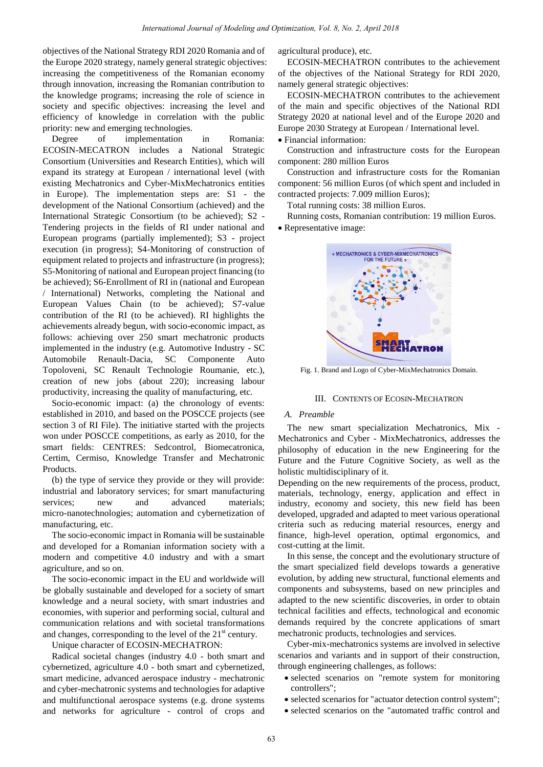objectives of the National Strategy RDI 2020 Romania and of the Europe 2020 strategy, namely general strategic objectives: increasing the competitiveness of the Romanian economy through innovation, increasing the Romanian contribution to the knowledge programs; increasing the role of science in society and specific objectives: increasing the level and efficiency of knowledge in correlation with the public priority: new and emerging technologies.

Degree of implementation in Romania: ECOSIN-MECATRON includes a National Strategic Consortium (Universities and Research Entities), which will expand its strategy at European / international level (with existing Mechatronics and Cyber-MixMechatronics entities in Europe). The implementation steps are: S1 - the development of the National Consortium (achieved) and the International Strategic Consortium (to be achieved); S2 - Tendering projects in the fields of RI under national and European programs (partially implemented); S3 - project execution (in progress); S4-Monitoring of construction of equipment related to projects and infrastructure (in progress); S5-Monitoring of national and European project financing (to be achieved); S6-Enrollment of RI in (national and European / International) Networks, completing the National and European Values Chain (to be achieved); S7-value contribution of the RI (to be achieved). RI highlights the achievements already begun, with socio-economic impact, as follows: achieving over 250 smart mechatronic products implemented in the industry (e.g. Automotive Industry - SC Automobile Renault-Dacia, SC Componente Auto Topoloveni, SC Renault Technologie Roumanie, etc.), creation of new jobs (about 220); increasing labour productivity, increasing the quality of manufacturing, etc.

Socio-economic impact: (a) the chronology of events: established in 2010, and based on the POSCCE projects (see section 3 of RI File). The initiative started with the projects won under POSCCE competitions, as early as 2010, for the smart fields: CENTRES: Sedcontrol, Biomecatronica, Certim, Cermiso, Knowledge Transfer and Mechatronic Products.

(b) the type of service they provide or they will provide: industrial and laboratory services; for smart manufacturing services; new and advanced materials; micro-nanotechnologies; automation and cybernetization of manufacturing, etc.

The socio-economic impact in Romania will be sustainable and developed for a Romanian information society with a modern and competitive 4.0 industry and with a smart agriculture, and so on.

The socio-economic impact in the EU and worldwide will be globally sustainable and developed for a society of smart knowledge and a neural society, with smart industries and economies, with superior and performing social, cultural and communication relations and with societal transformations and changes, corresponding to the level of the 21st century.

Unique character of ECOSIN-MECHATRON:

Radical societal changes (industry 4.0 - both smart and cybernetized, agriculture 4.0 - both smart and cybernetized, smart medicine, advanced aerospace industry - mechatronic and cyber-mechatronic systems and technologies for adaptive and multifunctional aerospace systems (e.g. drone systems and networks for agriculture - control of crops and agricultural produce), etc.

ECOSIN-MECHATRON contributes to the achievement of the objectives of the National Strategy for RDI 2020, namely general strategic objectives:

ECOSIN-MECHATRON contributes to the achievement of the main and specific objectives of the National RDI Strategy 2020 at national level and of the Europe 2020 and Europe 2030 Strategy at European / International level.

- Financial information:

Construction and infrastructure costs for the European component: 280 million Euros

Construction and infrastructure costs for the Romanian component: 56 million Euros (of which spent and included in contracted projects: 7.009 million Euros);

Total running costs: 38 million Euros.

Running costs, Romanian contribution: 19 million Euros.

- Representative image:

Fig. 1. Brand and Logo of Cyber-MixMechatronics Domain.

## III. Contents of Ecosin-Mechatron

### A. Preamble

The new smart specialization Mechatronics, Mix - Mechatronics and Cyber - MixMechatronics, addresses the philosophy of education in the new Engineering for the Future and the Future Cognitive Society, as well as the holistic multidisciplinary of it.

Depending on the new requirements of the process, product, materials, technology, energy, application and effect in industry, economy and society, this new field has been developed, upgraded and adapted to meet various operational criteria such as reducing material resources, energy and finance, high-level operation, optimal ergonomics, and cost-cutting at the limit.

In this sense, the concept and the evolutionary structure of the smart specialized field develops towards a generative evolution, by adding new structural, functional elements and components and subsystems, based on new principles and adapted to the new scientific discoveries, in order to obtain technical facilities and effects, technological and economic demands required by the concrete applications of smart mechatronic products, technologies and services.

Cyber-mix-mechatronics systems are involved in selective scenarios and variants and in support of their construction, through engineering challenges, as follows:

- selected scenarios on "remote system for monitoring controllers";
- selected scenarios for "actuator detection control system";
- selected scenarios on the "automated traffic control and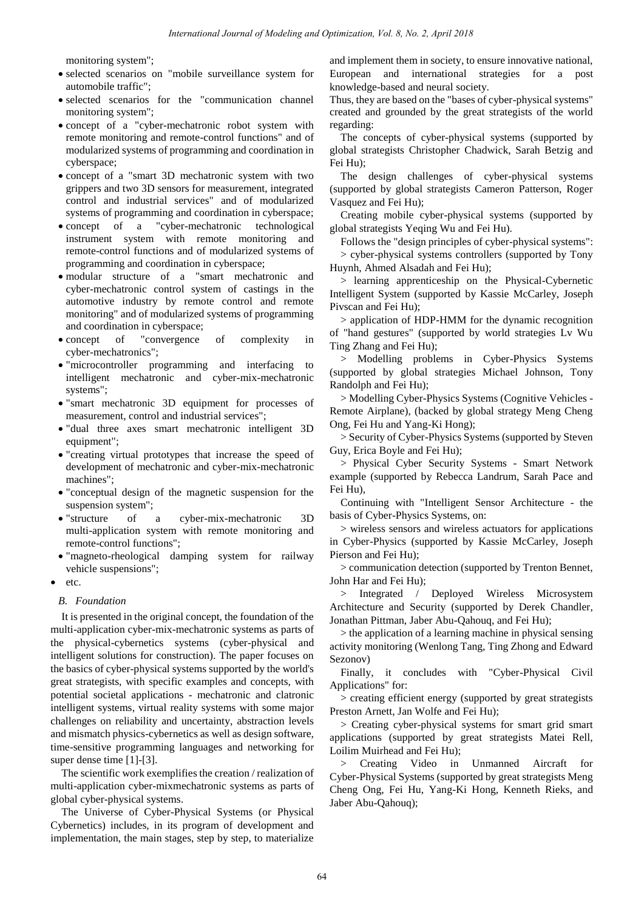monitoring system";

- selected scenarios on "mobile surveillance system for automobile traffic";
- selected scenarios for the "communication channel monitoring system";
- concept of a "cyber-mechatronic robot system with remote monitoring and remote-control functions" and of modularized systems of programming and coordination in cyberspace;
- concept of a "smart 3D mechatronic system with two grippers and two 3D sensors for measurement, integrated control and industrial services" and of modularized systems of programming and coordination in cyberspace;
- concept of a "cyber-mechatronic technological instrument system with remote monitoring and remote-control functions and of modularized systems of programming and coordination in cyberspace;
- modular structure of a "smart mechatronic and cyber-mechatronic control system of castings in the automotive industry by remote control and remote monitoring" and of modularized systems of programming and coordination in cyberspace;
- concept of "convergence of complexity in cyber-mechatronics";
- "microcontroller programming and interfacing to intelligent mechatronic and cyber-mix-mechatronic systems";
- "smart mechatronic 3D equipment for processes of measurement, control and industrial services";
- "dual three axes smart mechatronic intelligent 3D equipment";
- "creating virtual prototypes that increase the speed of development of mechatronic and cyber-mix-mechatronic machines";
- "conceptual design of the magnetic suspension for the suspension system";
- "structure of a cyber-mix-mechatronic 3D multi-application system with remote monitoring and remote-control functions";
- "magneto-rheological damping system for railway vehicle suspensions";
- etc.

### *B. Foundation*

It is presented in the original concept, the foundation of the multi-application cyber-mix-mechatronic systems as parts of the physical-cybernetics systems (cyber-physical and intelligent solutions for construction). The paper focuses on the basics of cyber-physical systems supported by the world's great strategists, with specific examples and concepts, with potential societal applications - mechatronic and clatronic intelligent systems, virtual reality systems with some major challenges on reliability and uncertainty, abstraction levels and mismatch physics-cybernetics as well as design software, time-sensitive programming languages and networking for super dense time [1]-[3].

The scientific work exemplifies the creation / realization of multi-application cyber-mixmechatronic systems as parts of global cyber-physical systems.

The Universe of Cyber-Physical Systems (or Physical Cybernetics) includes, in its program of development and implementation, the main stages, step by step, to materialize and implement them in society, to ensure innovative national, European and international strategies for a post knowledge-based and neural society.

Thus, they are based on the "bases of cyber-physical systems" created and grounded by the great strategists of the world regarding:

The concepts of cyber-physical systems (supported by global strategists Christopher Chadwick, Sarah Betzig and Fei Hu);

The design challenges of cyber-physical systems (supported by global strategists Cameron Patterson, Roger Vasquez and Fei Hu);

Creating mobile cyber-physical systems (supported by global strategists Yeqing Wu and Fei Hu).

Follows the "design principles of cyber-physical systems":

> cyber-physical systems controllers (supported by Tony Huynh, Ahmed Alsadah and Fei Hu);

> learning apprenticeship on the Physical-Cybernetic Intelligent System (supported by Kassie McCarley, Joseph Pivscan and Fei Hu);

> application of HDP-HMM for the dynamic recognition of "hand gestures" (supported by world strategies Lv Wu Ting Zhang and Fei Hu);

> Modelling problems in Cyber-Physics Systems (supported by global strategies Michael Johnson, Tony Randolph and Fei Hu);

> Modelling Cyber-Physics Systems (Cognitive Vehicles - Remote Airplane), (backed by global strategy Meng Cheng Ong, Fei Hu and Yang-Ki Hong);

> Security of Cyber-Physics Systems (supported by Steven Guy, Erica Boyle and Fei Hu);

> Physical Cyber Security Systems - Smart Network example (supported by Rebecca Landrum, Sarah Pace and Fei Hu),

Continuing with "Intelligent Sensor Architecture - the basis of Cyber-Physics Systems, on:

> wireless sensors and wireless actuators for applications in Cyber-Physics (supported by Kassie McCarley, Joseph Pierson and Fei Hu);

> communication detection (supported by Trenton Bennet, John Har and Fei Hu);

> Integrated / Deployed Wireless Microsystem Architecture and Security (supported by Derek Chandler, Jonathan Pittman, Jaber Abu-Qahouq, and Fei Hu);

> the application of a learning machine in physical sensing activity monitoring (Wenlong Tang, Ting Zhong and Edward Sezonov)

Finally, it concludes with "Cyber-Physical Civil Applications" for:

> creating efficient energy (supported by great strategists Preston Arnett, Jan Wolfe and Fei Hu);

> Creating cyber-physical systems for smart grid smart applications (supported by great strategists Matei Rell, Loilim Muirhead and Fei Hu);

> Creating Video in Unmanned Aircraft for Cyber-Physical Systems (supported by great strategists Meng Cheng Ong, Fei Hu, Yang-Ki Hong, Kenneth Rieks, and Jaber Abu-Qahouq);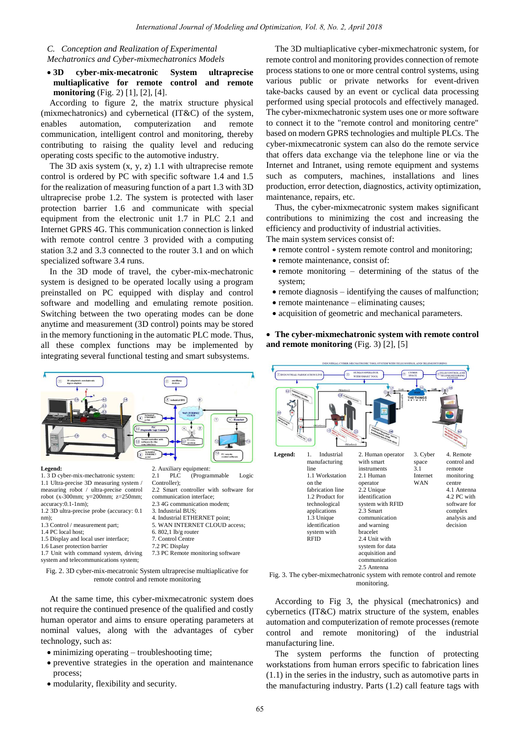### *C. Conception and Realization of Experimental Mechatronics and Cyber-mixmechatronics Models*

- **3D cyber-mix-mecatronic System ultraprecise multiaplicative for remote control and remote monitoring** (Fig. 2) [1], [2], [4].

According to figure 2, the matrix structure physical (mixmechatronics) and cybernetical (IT&C) of the system, enables automation, computerization and remote communication, intelligent control and monitoring, thereby contributing to raising the quality level and reducing operating costs specific to the automotive industry.

The 3D axis system (x, y, z) 1.1 with ultraprecise remote control is ordered by PC with specific software 1.4 and 1.5 for the realization of measuring function of a part 1.3 with 3D ultraprecise probe 1.2. The system is protected with laser protection barrier 1.6 and communicate with special equipment from the electronic unit 1.7 in PLC 2.1 and Internet GPRS 4G. This communication connection is linked with remote control centre 3 provided with a computing station 3.2 and 3.3 connected to the router 3.1 and on which specialized software 3.4 runs.

In the 3D mode of travel, the cyber-mix-mechatronic system is designed to be operated locally using a program preinstalled on PC equipped with display and control software and modelling and emulating remote position. Switching between the two operating modes can be done anytime and measurement (3D control) points may be stored in the memory functioning in the automatic PLC mode. Thus, all these complex functions may be implemented by integrating several functional testing and smart subsystems.

**Legend:**
1. 3 D cyber-mix-mechatronic system:
1.1 Ultra-precise 3D measuring system / measuring robot / ultra-precise control robot (x-300mm; y=200mm; z=250mm; accuracy:0.1-1nm);
1.2 3D ultra-precise probe (accuracy: 0.1 nm);
1.3 Control / measurement part;
1.4 PC local host;
1.5 Display and local user interface;
1.6 Laser protection barrier
1.7 Unit with command system, driving system and telecommunications system;

2. Auxiliary equipment:
2.1 PLC (Programmable Logic Controller);
2.2 Smart controller with software for communication interface;
2.3 4G communication modem;
3. Industrial BUS;
4. Industrial ETHERNET point;
5. WAN INTERNET CLOUD access;
6. 802,1 lb/g router
7. Control Centre
7.2 PC Display
7.3 PC Remote monitoring software

Fig. 2. 3D cyber-mix-mecatronic System ultraprecise multiaplicative for remote control and remote monitoring

At the same time, this cyber-mixmecatronic system does not require the continued presence of the qualified and costly human operator and aims to ensure operating parameters at nominal values, along with the advantages of cyber technology, such as:

- minimizing operating – troubleshooting time;
- preventive strategies in the operation and maintenance process;
- modularity, flexibility and security.

The 3D multiaplicative cyber-mixmechatronic system, for remote control and monitoring provides connection of remote process stations to one or more central control systems, using various public or private networks for event-driven take-backs caused by an event or cyclical data processing performed using special protocols and effectively managed. The cyber-mixmecatronic system uses one or more software to connect it to the "remote control and monitoring centre" based on modern GPRS technologies and multiple PLCs. The cyber-mixmecatronic system can also do the remote service that offers data exchange via the telephone line or via the Internet and Intranet, using remote equipment and systems such as computers, machines, installations and lines production, error detection, diagnostics, activity optimization, maintenance, repairs, etc.

Thus, the cyber-mixmecatronic system makes significant contributions to minimizing the cost and increasing the efficiency and productivity of industrial activities.

The main system services consist of:

- remote control - system remote control and monitoring;
- remote maintenance, consist of:
- remote monitoring – determining of the status of the system;
- remote diagnosis – identifying the causes of malfunction;
- remote maintenance – eliminating causes;
- acquisition of geometric and mechanical parameters.

- **The cyber-mixmechatronic system with remote control and remote monitoring** (Fig. 3) [2], [5]

**Legend:**

| 1. Industrial manufacturing line | 2. Human operator with smart instruments | 3. Cyber space | 4. Remote control and remote monitoring centre |
|---|---|---|---|
| 1.1 Workstation on the fabrication line | 2.1 Human operator | 3.1 Internet WAN | 4.1 Antenna |
| 1.2 Product for technological applications | 2.2 Unique identification system with RFID | | 4.2 PC with software for complex analysis and decision |
| 1.3 Unique identification system with RFID | 2.3 Smart communication and warning bracelet | | |
| | 2.4 Unit with system for data acquisition and communication | | |
| | 2.5 Antenna | | |

Fig. 3. The cyber-mixmechatronic system with remote control and remote monitoring.

According to Fig 3, the physical (mechatronics) and cybernetics (IT&C) matrix structure of the system, enables automation and computerization of remote processes (remote control and remote monitoring) of the industrial manufacturing line.

The system performs the function of protecting workstations from human errors specific to fabrication lines (1.1) in the series in the industry, such as automotive parts in the manufacturing industry. Parts (1.2) call feature tags with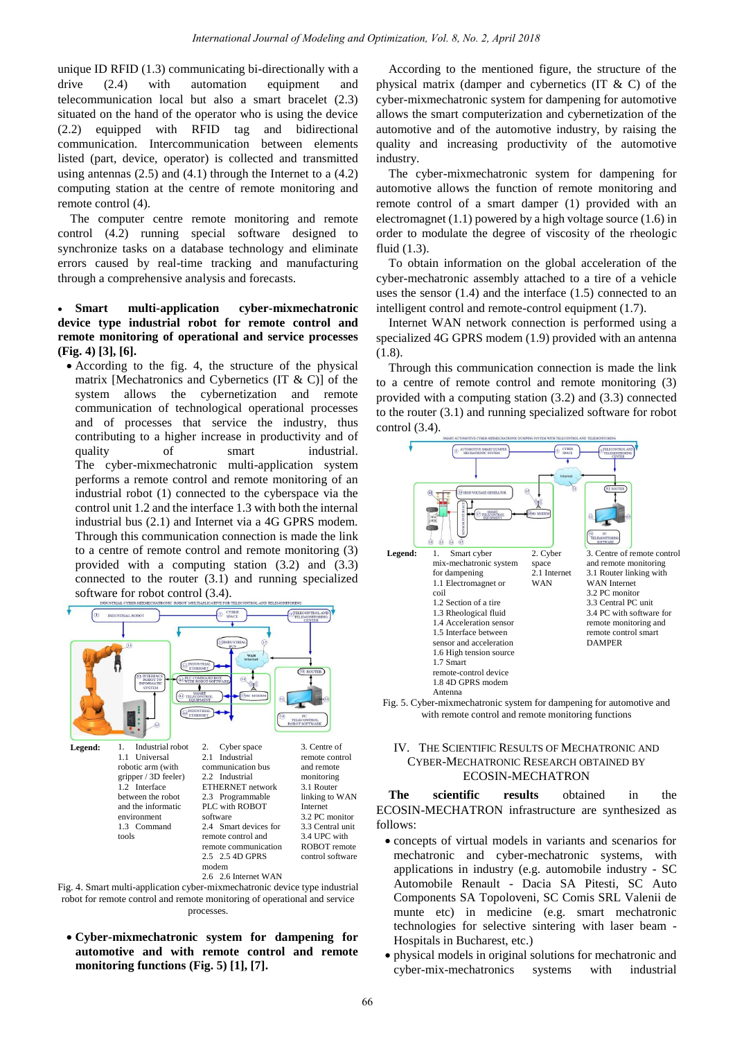unique ID RFID (1.3) communicating bi-directionally with a drive (2.4) with automation equipment and telecommunication local but also a smart bracelet (2.3) situated on the hand of the operator who is using the device (2.2) equipped with RFID tag and bidirectional communication. Intercommunication between elements listed (part, device, operator) is collected and transmitted using antennas (2.5) and (4.1) through the Internet to a (4.2) computing station at the centre of remote monitoring and remote control (4).

The computer centre remote monitoring and remote control (4.2) running special software designed to synchronize tasks on a database technology and eliminate errors caused by real-time tracking and manufacturing through a comprehensive analysis and forecasts.

- **Smart multi-application cyber-mixmechatronic device type industrial robot for remote control and remote monitoring of operational and service processes (Fig. 4) [3], [6].**
  - According to the fig. 4, the structure of the physical matrix [Mechatronics and Cybernetics (IT & C)] of the system allows the cybernetization and process communication of technological operational processes and of processes that service the industry, thus contributing to a higher increase in productivity and of quality of smart industrial. The cyber-mixmechatronic multi-application system performs a remote control and remote monitoring of an industrial robot (1) connected to the cyberspace via the control unit 1.2 and the interface 1.3 with both the internal industrial bus (2.1) and Internet via a 4G GPRS modem. Through this communication connection is made the link to a centre of remote control and remote monitoring (3) provided with a computing station (3.2) and (3.3) connected to the router (3.1) and running specialized software for robot control (3.4).

Legend: 1. Industrial robot; 1.1 Universal robotic arm (with gripper / 3D feeler); 1.2 Interface between the robot and the informatic environment; 1.3 Command tools; 2. Cyber space; 2.1 Industrial communication bus; 2.2 Industrial ETHERNET network; 2.3 Programmable PLC with ROBOT software; 2.4 Smart devices for remote control and remote communication; 2.5 2.5 4D GPRS modem; 2.6 2.6 Internet WAN; 3. Centre of remote control and remote monitoring; 3.1 Router linking to WAN Internet; 3.2 PC monitor; 3.3 Central unit; 3.4 UPC with ROBOT remote control software

Fig. 4. Smart multi-application cyber-mixmechatronic device type industrial robot for remote control and remote monitoring of operational and service processes.

- **Cyber-mixmechatronic system for dampening for automotive and with remote control and remote monitoring functions (Fig. 5) [1], [7].**

According to the mentioned figure, the structure of the physical matrix (damper and cybernetics (IT & C) of the cyber-mixmechatronic system for dampening for automotive allows the smart computerization and cybernetization of the automotive and of the automotive industry, by raising the quality and increasing productivity of the automotive industry.

The cyber-mixmechatronic system for dampening for automotive allows the function of remote monitoring and remote control of a smart damper (1) provided with an electromagnet (1.1) powered by a high voltage source (1.6) in order to modulate the degree of viscosity of the rheologic fluid (1.3).

To obtain information on the global acceleration of the cyber-mixmechatronic assembly attached to a tire of a vehicle uses the sensor (1.4) and the interface (1.5) connected to an intelligent control and remote-control equipment (1.7).

Internet WAN network connection is performed using a specialized 4G GPRS modem (1.9) provided with an antenna (1.8).

Through this communication connection is made the link to a centre of remote control and remote monitoring (3) provided with a computing station (3.2) and (3.3) connected to the router (3.1) and running specialized software for robot control (3.4).

Legend: 1. Smart cyber mix-mechatronic system for dampening; 1.1 Electromagnet or coil; 1.2 Section of a tire; 1.3 Rheological fluid; 1.4 Acceleration sensor; 1.5 Interface between sensor and acceleration; 1.6 High tension source; 1.7 Smart remote-control device; 1.8 4D GPRS modem Antenna; 2. Cyber space; 2.1 Internet WAN; 3. Centre of remote control and remote monitoring; 3.1 Router linking with WAN Internet; 3.2 PC monitor; 3.3 Central PC unit; 3.4 PC with software for remote monitoring and remote control smart DAMPER

Fig. 5. Cyber-mixmechatronic system for dampening for automotive and with remote control and remote monitoring functions

## IV. The Scientific Results of Mechatronic and Cyber-Mechatronic Research Obtained by ECOSIN-MECHATRON

**The scientific results** obtained in the ECOSIN-MECHATRON infrastructure are synthesized as follows:

- concepts of virtual models in variants and scenarios for mechatronic and cyber-mechatronic systems, with applications in industry (e.g. automobile industry - SC Automobile Renault - Dacia SA Pitesti, SC Auto Components SA Topoloveni, SC Comis SRL Valenii de munte etc) in medicine (e.g. smart mechatronic technologies for selective sintering with laser beam - Hospitals in Bucharest, etc.)
- physical models in original solutions for mechatronic and cyber-mix-mechatronics systems with industrial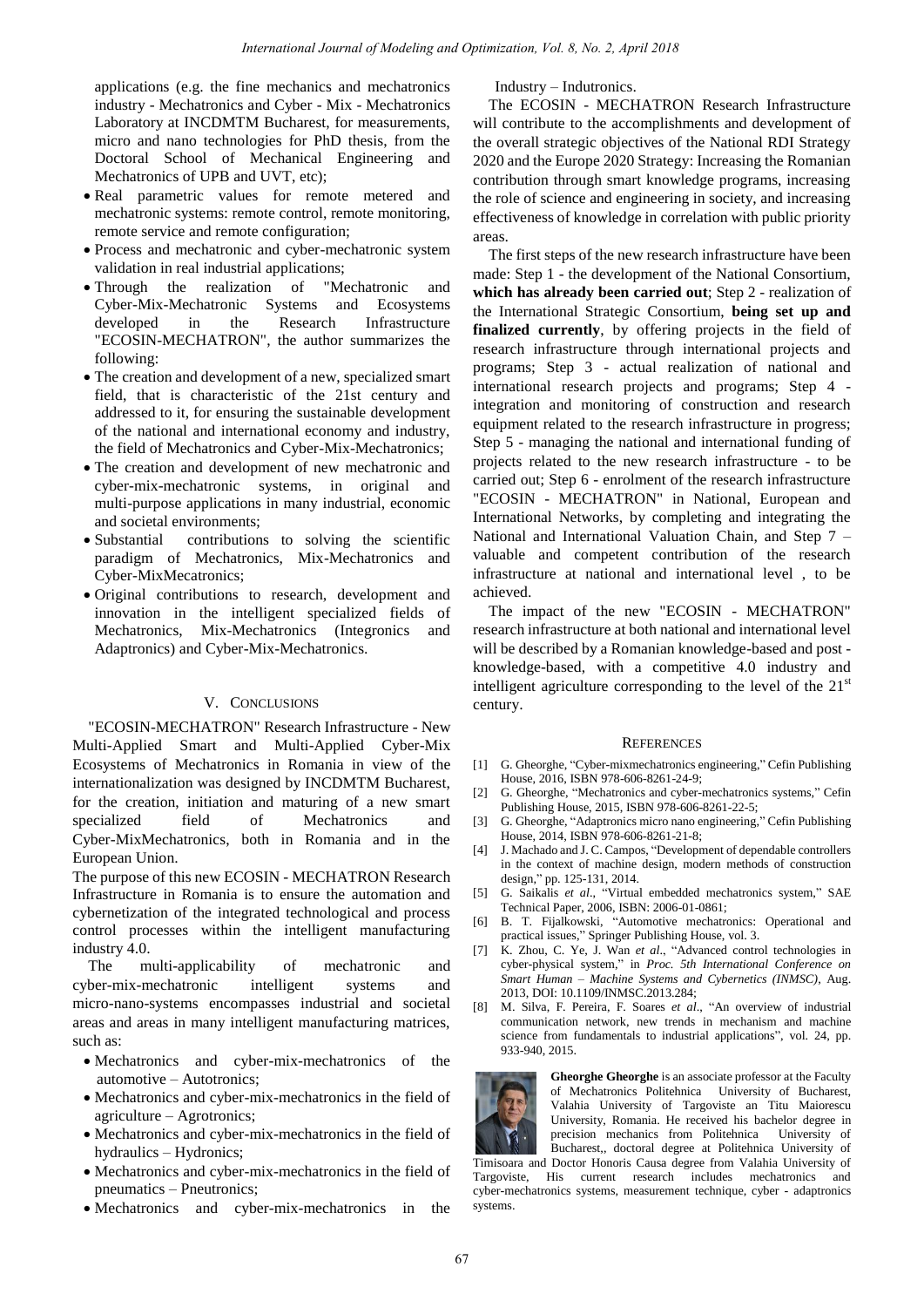applications (e.g. the fine mechanics and mechatronics industry - Mechatronics and Cyber - Mix - Mechatronics Laboratory at INCDMTM Bucharest, for measurements, micro and nano technologies for PhD thesis, from the Doctoral School of Mechanical Engineering and Mechatronics of UPB and UVT, etc);

- Real parametric values for remote metered and mechatronic systems: remote control, remote monitoring, remote service and remote configuration;
- Process and mechatronic and cyber-mechatronic system validation in real industrial applications;
- Through the realization of "Mechatronic and Cyber-Mix-Mechatronic Systems and Ecosystems developed in the Research Infrastructure "ECOSIN-MECHATRON", the author summarizes the following:
- The creation and development of a new, specialized smart field, that is characteristic of the 21st century and addressed to it, for ensuring the sustainable development of the national and international economy and industry, the field of Mechatronics and Cyber-Mix-Mechatronics;
- The creation and development of new mechatronic and cyber-mix-mechatronic systems, in original and multi-purpose applications in many industrial, economic and societal environments;
- Substantial contributions to solving the scientific paradigm of Mechatronics, Mix-Mechatronics and Cyber-MixMecatronics;
- Original contributions to research, development and innovation in the intelligent specialized fields of Mechatronics, Mix-Mechatronics (Integronics and Adaptronics) and Cyber-Mix-Mechatronics.

## V. Conclusions

"ECOSIN-MECHATRON" Research Infrastructure - New Multi-Applied Smart and Multi-Applied Cyber-Mix Ecosystems of Mechatronics in Romania in view of the internationalization was designed by INCDMTM Bucharest, for the creation, initiation and maturing of a new smart specialized field of Mechatronics and Cyber-MixMechatronics, both in Romania and in the European Union.

The purpose of this new ECOSIN - MECHATRON Research Infrastructure in Romania is to ensure the automation and cybernetization of the integrated technological and process control processes within the intelligent manufacturing industry 4.0.

The multi-applicability of mechatronic and cyber-mix-mechatronic intelligent systems and micro-nano-systems encompasses industrial and societal areas and areas in many intelligent manufacturing matrices, such as:

- Mechatronics and cyber-mix-mechatronics of the automotive – Autotronics;
- Mechatronics and cyber-mix-mechatronics in the field of agriculture – Agrotronics;
- Mechatronics and cyber-mix-mechatronics in the field of hydraulics – Hydronics;
- Mechatronics and cyber-mix-mechatronics in the field of pneumatics – Pneutronics;
- Mechatronics and cyber-mix-mechatronics in the Industry – Indutronics.

The ECOSIN - MECHATRON Research Infrastructure will contribute to the accomplishments and development of the overall strategic objectives of the National RDI Strategy 2020 and the Europe 2020 Strategy: Increasing the Romanian contribution through smart knowledge programs, increasing the role of science and engineering in society, and increasing effectiveness of knowledge in correlation with public priority areas.

The first steps of the new research infrastructure have been made: Step 1 - the development of the National Consortium, **which has already been carried out**; Step 2 - realization of the International Strategic Consortium, **being set up and finalized currently**, by offering projects in the field of research infrastructure through international projects and programs; Step 3 - actual realization of national and international research projects and programs; Step 4 - integration and monitoring of construction and research equipment related to the research infrastructure in progress; Step 5 - managing the national and international funding of projects related to the new research infrastructure - to be carried out; Step 6 - enrolment of the research infrastructure "ECOSIN - MECHATRON" in National, European and International Networks, by completing and integrating the National and International Valuation Chain, and Step 7 – valuable and competent contribution of the research infrastructure at national and international level , to be achieved.

The impact of the new "ECOSIN - MECHATRON" research infrastructure at both national and international level will be described by a Romanian knowledge-based and post - knowledge-based, with a competitive 4.0 industry and intelligent agriculture corresponding to the level of the 21[st] century.

## References

[1] G. Gheorghe, "Cyber-mixmechatronics engineering," Cefin Publishing House, 2016, ISBN 978-606-8261-24-9;

[2] G. Gheorghe, "Mechatronics and cyber-mechatronics systems," Cefin Publishing House, 2015, ISBN 978-606-8261-22-5;

[3] G. Gheorghe, "Adaptronics micro nano engineering," Cefin Publishing House, 2014, ISBN 978-606-8261-21-8;

[4] J. Machado and J. C. Campos, "Development of dependable controllers in the context of machine design, modern methods of construction design," pp. 125-131, 2014.

[5] G. Saikalis *et al*., "Virtual embedded mechatronics system," SAE Technical Paper, 2006, ISBN: 2006-01-0861;

[6] B. T. Fijalkowski, "Automotive mechatronics: Operational and practical issues," Springer Publishing House, vol. 3.

[7] K. Zhou, C. Ye, J. Wan *et al*., "Advanced control technologies in cyber-physical system," in *Proc. 5th International Conference on Smart Human – Machine Systems and Cybernetics (INMSC)*, Aug. 2013, DOI: 10.1109/INMSC.2013.284;

[8] M. Silva, F. Pereira, F. Soares *et al*., "An overview of industrial communication network, new trends in mechanism and machine science from fundamentals to industrial applications", vol. 24, pp. 933-940, 2015.

**Gheorghe Gheorghe** is an associate professor at the Faculty of Mechatronics Politehnica University of Bucharest, Valahia University of Targoviste an Titu Maiorescu University, Romania. He received his bachelor degree in precision mechanics from Politehnica University of Bucharest,, doctoral degree at Politehnica University of Timisoara and Doctor Honoris Causa degree from Valahia University of Targoviste, His current research includes mechatronics and cyber-mechatronics systems, measurement technique, cyber - adaptronics systems.